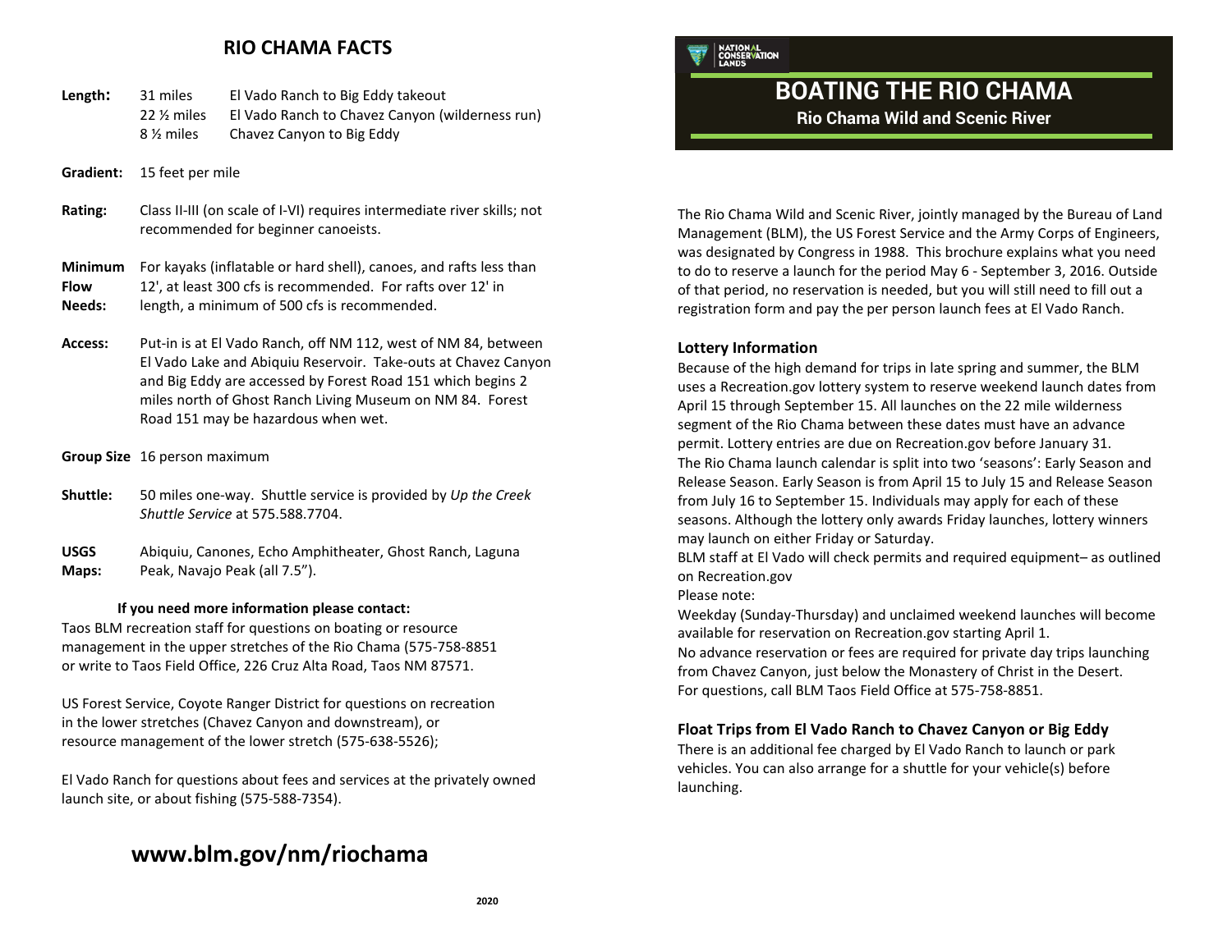## RIO CHAMA FACTS

**Length:** 31 miles — El Vado Ranch to Big Eddy takeout
22 ½ miles — El Vado Ranch to Chavez Canyon (wilderness run)
8 ½ miles — Chavez Canyon to Big Eddy

**Gradient:** 15 feet per mile

**Rating:** Class II-III (on scale of I-VI) requires intermediate river skills; not recommended for beginner canoeists.

**Minimum Flow Needs:** For kayaks (inflatable or hard shell), canoes, and rafts less than 12', at least 300 cfs is recommended. For rafts over 12' in length, a minimum of 500 cfs is recommended.

**Access:** Put-in is at El Vado Ranch, off NM 112, west of NM 84, between El Vado Lake and Abiquiu Reservoir. Take-outs at Chavez Canyon and Big Eddy are accessed by Forest Road 151 which begins 2 miles north of Ghost Ranch Living Museum on NM 84. Forest Road 151 may be hazardous when wet.

**Group Size** 16 person maximum

**Shuttle:** 50 miles one-way. Shuttle service is provided by *Up the Creek Shuttle Service* at 575.588.7704.

**USGS Maps:** Abiquiu, Canones, Echo Amphitheater, Ghost Ranch, Laguna Peak, Navajo Peak (all 7.5").

**If you need more information please contact:**

Taos BLM recreation staff for questions on boating or resource management in the upper stretches of the Rio Chama (575-758-8851 or write to Taos Field Office, 226 Cruz Alta Road, Taos NM 87571.

US Forest Service, Coyote Ranger District for questions on recreation in the lower stretches (Chavez Canyon and downstream), or resource management of the lower stretch (575-638-5526);

El Vado Ranch for questions about fees and services at the privately owned launch site, or about fishing (575-588-7354).

## www.blm.gov/nm/riochama

2020

NATIONAL CONSERVATION LANDS

# BOATING THE RIO CHAMA

### Rio Chama Wild and Scenic River

The Rio Chama Wild and Scenic River, jointly managed by the Bureau of Land Management (BLM), the US Forest Service and the Army Corps of Engineers, was designated by Congress in 1988. This brochure explains what you need to do to reserve a launch for the period May 6 - September 3, 2016. Outside of that period, no reservation is needed, but you will still need to fill out a registration form and pay the per person launch fees at El Vado Ranch.

### Lottery Information

Because of the high demand for trips in late spring and summer, the BLM uses a Recreation.gov lottery system to reserve weekend launch dates from April 15 through September 15. All launches on the 22 mile wilderness segment of the Rio Chama between these dates must have an advance permit. Lottery entries are due on Recreation.gov before January 31.
The Rio Chama launch calendar is split into two 'seasons': Early Season and Release Season. Early Season is from April 15 to July 15 and Release Season from July 16 to September 15. Individuals may apply for each of these seasons. Although the lottery only awards Friday launches, lottery winners may launch on either Friday or Saturday.
BLM staff at El Vado will check permits and required equipment– as outlined on Recreation.gov
Please note:
Weekday (Sunday-Thursday) and unclaimed weekend launches will become available for reservation on Recreation.gov starting April 1.
No advance reservation or fees are required for private day trips launching from Chavez Canyon, just below the Monastery of Christ in the Desert.
For questions, call BLM Taos Field Office at 575-758-8851.

### Float Trips from El Vado Ranch to Chavez Canyon or Big Eddy

There is an additional fee charged by El Vado Ranch to launch or park vehicles. You can also arrange for a shuttle for your vehicle(s) before launching.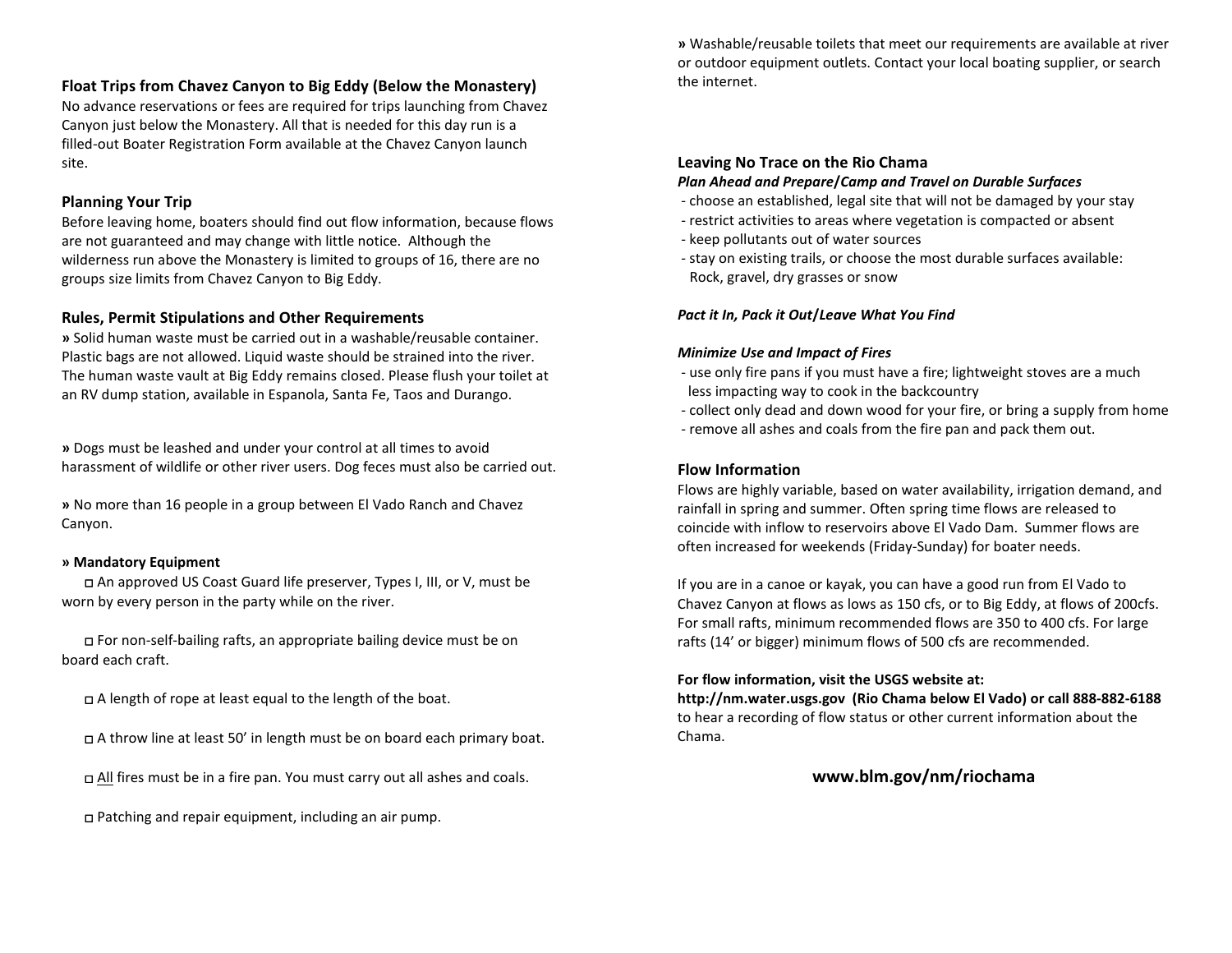## Float Trips from Chavez Canyon to Big Eddy (Below the Monastery)

No advance reservations or fees are required for trips launching from Chavez Canyon just below the Monastery. All that is needed for this day run is a filled-out Boater Registration Form available at the Chavez Canyon launch site.

## Planning Your Trip

Before leaving home, boaters should find out flow information, because flows are not guaranteed and may change with little notice. Although the wilderness run above the Monastery is limited to groups of 16, there are no groups size limits from Chavez Canyon to Big Eddy.

## Rules, Permit Stipulations and Other Requirements

**»** Solid human waste must be carried out in a washable/reusable container. Plastic bags are not allowed. Liquid waste should be strained into the river. The human waste vault at Big Eddy remains closed. Please flush your toilet at an RV dump station, available in Espanola, Santa Fe, Taos and Durango.

**»** Dogs must be leashed and under your control at all times to avoid harassment of wildlife or other river users. Dog feces must also be carried out.

**»** No more than 16 people in a group between El Vado Ranch and Chavez Canyon.

**» Mandatory Equipment**

- ◻ An approved US Coast Guard life preserver, Types I, III, or V, must be worn by every person in the party while on the river.
- ◻ For non-self-bailing rafts, an appropriate bailing device must be on board each craft.
- ◻ A length of rope at least equal to the length of the boat.
- ◻ A throw line at least 50' in length must be on board each primary boat.
- ◻ All fires must be in a fire pan. You must carry out all ashes and coals.
- ◻ Patching and repair equipment, including an air pump.

**»** Washable/reusable toilets that meet our requirements are available at river or outdoor equipment outlets. Contact your local boating supplier, or search the internet.

## Leaving No Trace on the Rio Chama

***Plan Ahead and Prepare/Camp and Travel on Durable Surfaces***

- choose an established, legal site that will not be damaged by your stay
- restrict activities to areas where vegetation is compacted or absent
- keep pollutants out of water sources
- stay on existing trails, or choose the most durable surfaces available: Rock, gravel, dry grasses or snow

***Pact it In, Pack it Out/Leave What You Find***

***Minimize Use and Impact of Fires***

- use only fire pans if you must have a fire; lightweight stoves are a much less impacting way to cook in the backcountry
- collect only dead and down wood for your fire, or bring a supply from home
- remove all ashes and coals from the fire pan and pack them out.

## Flow Information

Flows are highly variable, based on water availability, irrigation demand, and rainfall in spring and summer. Often spring time flows are released to coincide with inflow to reservoirs above El Vado Dam. Summer flows are often increased for weekends (Friday-Sunday) for boater needs.

If you are in a canoe or kayak, you can have a good run from El Vado to Chavez Canyon at flows as lows as 150 cfs, or to Big Eddy, at flows of 200cfs. For small rafts, minimum recommended flows are 350 to 400 cfs. For large rafts (14' or bigger) minimum flows of 500 cfs are recommended.

**For flow information, visit the USGS website at:**
**http://nm.water.usgs.gov (Rio Chama below El Vado) or call 888-882-6188** to hear a recording of flow status or other current information about the Chama.

**www.blm.gov/nm/riochama**